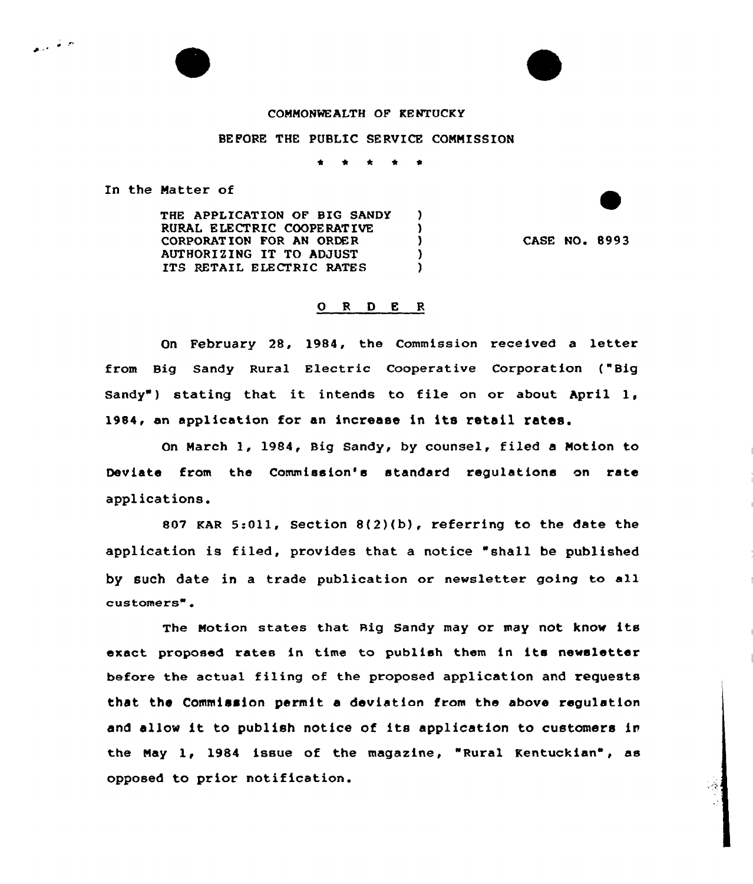COMMONWEALTH OF KENTUCKY

BEFORE THE PUBLIC SERVICE COMMISSION

\* \* \* \* \*

In the Matter of

THE APPLICATION OF BIG SANDY RURAL ELECTRIC COOPERATIVE CORPORATION FOR AN ORDER AUTHORIZING IT TO ADJUST ITS RETAIL ELECTRIC RATES ) CASE NO. 8993

## O R D E R

On February 28, 1984, the Commission received a letter from Big Sandy Rural Electric Cooperative Corporation ("Big Sandy") stating that it intends to file on or about April 1, 1984, an application for an increase in its retail rates.

On March 1, 1984, Big Sandy, by counsel, filed a Motion to Deviate from the Commission's standard regulations on rate applications.

807 KAR 5:011, Section 8(2)(b), referring to the date the application is filed, provides that a notice "shall be published by such date in a trade publication or newsletter going to all customers".

The Motion states that Big Sandy may or may not know its exact proposed rates in time to publish them in its newsletter before the actual filing of the proposed application and requests that the Commission permit a deviation from the above regulation and allow it to publish notice of its application to customers in the May 1, 1984 issue of the magazine, "Rural Kentuckian", as opposed to prior notification.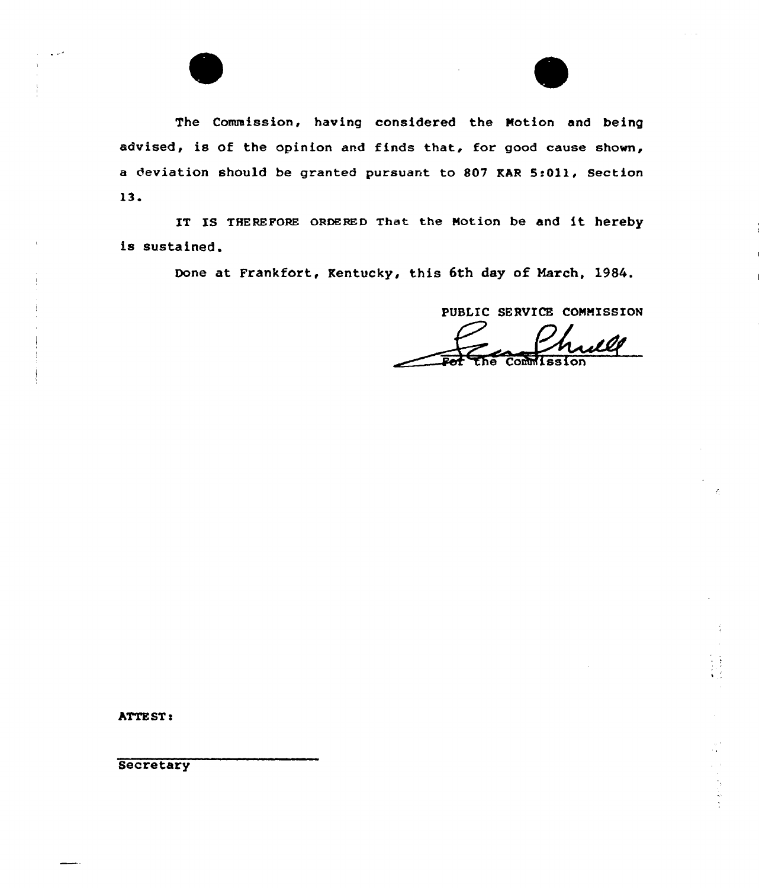The Commission, having considered the Motion and being advised, is of the opinion and finds that, for good cause shown, a deviation should be granted pursuant to 807 KAR 5:011, Section 13.

IT IS THEREFORE ORDERED That the Motion be and it hereby is sustained.

Done at Frankfort, Kentucky, this 6th day of March, 1984.

PUBLIC SERVICE COMMISSION

For the Commission

ATTEST:

Secretary